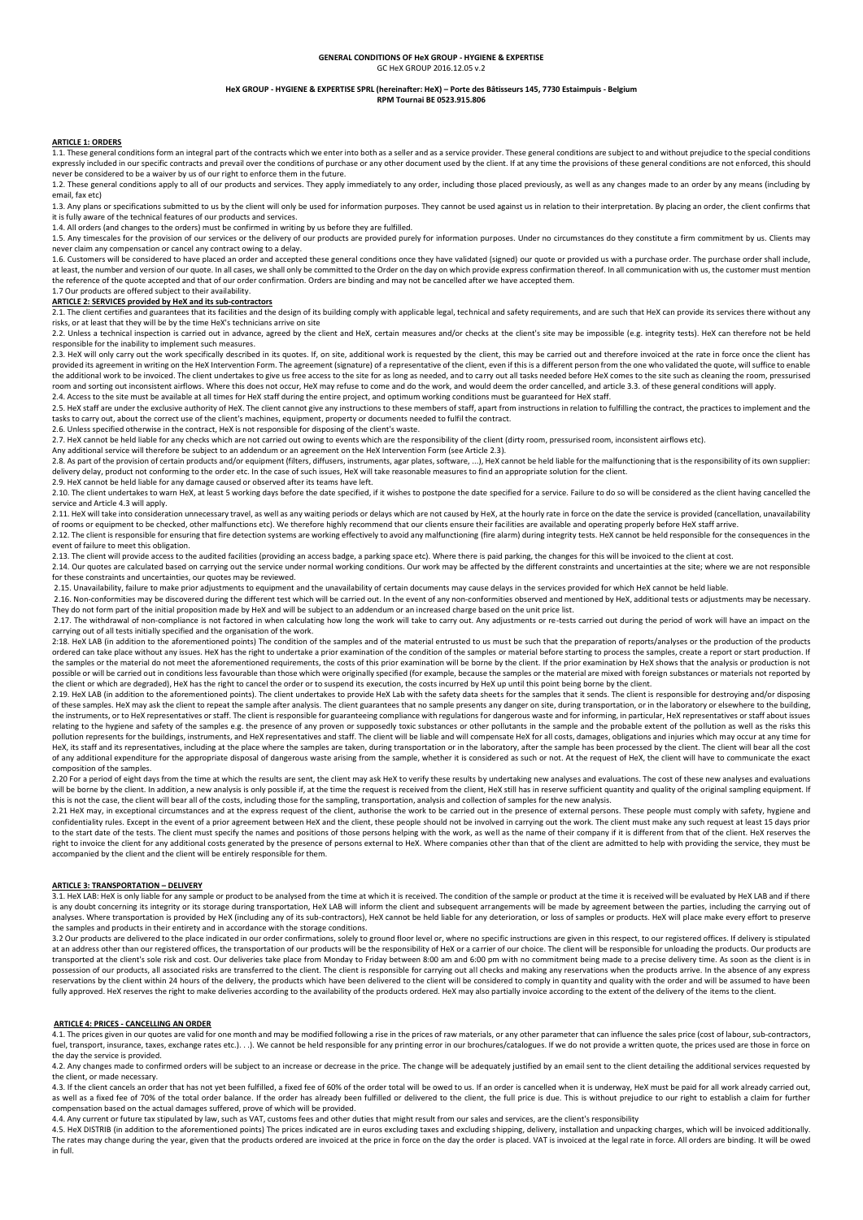# GENERAL CONDITIONS OF HeX GROUP - HYGIENE & EXPERTISE

GC HeX GROUP 2016.12.05 v.2

**HeX GROUP - HYGIENE & EXPERTISE SPRL (hereinafter: HeX) – Porte des Bâtisseurs 145, 7730 Estaimpuis - Belgium**
**RPM Tournai BE 0523.915.806**

## ARTICLE 1: ORDERS

1.1. These general conditions form an integral part of the contracts which we enter into both as a seller and as a service provider. These general conditions are subject to and without prejudice to the special conditions expressly included in our specific contracts and prevail over the conditions of purchase or any other document used by the client. If at any time the provisions of these general conditions are not enforced, this should never be considered to be a waiver by us of our right to enforce them in the future.

1.2. These general conditions apply to all of our products and services. They apply immediately to any order, including those placed previously, as well as any changes made to an order by any means (including by email, fax etc)

1.3. Any plans or specifications submitted to us by the client will only be used for information purposes. They cannot be used against us in relation to their interpretation. By placing an order, the client confirms that it is fully aware of the technical features of our products and services.

1.4. All orders (and changes to the orders) must be confirmed in writing by us before they are fulfilled.

1.5. Any timescales for the provision of our services or the delivery of our products are provided purely for information purposes. Under no circumstances do they constitute a firm commitment by us. Clients may never claim any compensation or cancel any contract owing to a delay.

1.6. Customers will be considered to have placed an order and accepted these general conditions once they have validated (signed) our quote or provided us with a purchase order. The purchase order shall include, at least, the number and version of our quote. In all cases, we shall only be committed to the Order on the day on which provide express confirmation thereof. In all communication with us, the customer must mention the reference of the quote accepted and that of our order confirmation. Orders are binding and may not be cancelled after we have accepted them.

1.7 Our products are offered subject to their availability.

## ARTICLE 2: SERVICES provided by HeX and its sub-contractors

2.1. The client certifies and guarantees that its facilities and the design of its building comply with applicable legal, technical and safety requirements, and are such that HeX can provide its services there without any risks, or at least that they will be by the time HeX's technicians arrive on site

2.2. Unless a technical inspection is carried out in advance, agreed by the client and HeX, certain measures and/or checks at the client's site may be impossible (e.g. integrity tests). HeX can therefore not be held responsible for the inability to implement such measures.

2.3. HeX will only carry out the work specifically described in its quotes. If, on site, additional work is requested by the client, this may be carried out and therefore invoiced at the rate in force once the client has provided its agreement in writing on the HeX Intervention Form. The agreement (signature) of a representative of the client, even if this is a different person from the one who validated the quote, will suffice to enable the additional work to be invoiced. The client undertakes to give us free access to the site for as long as needed, and to carry out all tasks needed before HeX comes to the site such as cleaning the room, pressurised room and sorting out inconsistent airflows. Where this does not occur, HeX may refuse to come and do the work, and would deem the order cancelled, and article 3.3. of these general conditions will apply.

2.4. Access to the site must be available at all times for HeX staff during the entire project, and optimum working conditions must be guaranteed for HeX staff.

2.5. HeX staff are under the exclusive authority of HeX. The client cannot give any instructions to these members of staff, apart from instructions in relation to fulfilling the contract, the practices to implement and the tasks to carry out, about the correct use of the client's machines, equipment, property or documents needed to fulfil the contract.

2.6. Unless specified otherwise in the contract, HeX is not responsible for disposing of the client's waste.

2.7. HeX cannot be held liable for any checks which are not carried out owing to events which are the responsibility of the client (dirty room, pressurised room, inconsistent airflows etc).

Any additional service will therefore be subject to an addendum or an agreement on the HeX Intervention Form (see Article 2.3).

2.8. As part of the provision of certain products and/or equipment (filters, diffusers, instruments, agar plates, software, ...), HeX cannot be held liable for the malfunctioning that is the responsibility of its own supplier: delivery delay, product not conforming to the order etc. In the case of such issues, HeX will take reasonable measures to find an appropriate solution for the client.

2.9. HeX cannot be held liable for any damage caused or observed after its teams have left.

2.10. The client undertakes to warn HeX, at least 5 working days before the date specified, if it wishes to postpone the date specified for a service. Failure to do so will be considered as the client having cancelled the service and Article 4.3 will apply.

2.11. HeX will take into consideration unnecessary travel, as well as any waiting periods or delays which are not caused by HeX, at the hourly rate in force on the date the service is provided (cancellation, unavailability of rooms or equipment to be checked, other malfunctions etc). We therefore highly recommend that our clients ensure their facilities are available and operating properly before HeX staff arrive.

2.12. The client is responsible for ensuring that fire detection systems are working effectively to avoid any malfunctioning (fire alarm) during integrity tests. HeX cannot be held responsible for the consequences in the event of failure to meet this obligation.

2.13. The client will provide access to the audited facilities (providing an access badge, a parking space etc). Where there is paid parking, the changes for this will be invoiced to the client at cost.

2.14. Our quotes are calculated based on carrying out the service under normal working conditions. Our work may be affected by the different constraints and uncertainties at the site; where we are not responsible for these constraints and uncertainties, our quotes may be reviewed.

2.15. Unavailability, failure to make prior adjustments to equipment and the unavailability of certain documents may cause delays in the services provided for which HeX cannot be held liable.

2.16. Non-conformities may be discovered during the different test which will be carried out. In the event of any non-conformities observed and mentioned by HeX, additional tests or adjustments may be necessary. They do not form part of the initial proposition made by HeX and will be subject to an addendum or an increased charge based on the unit price list.

2.17. The withdrawal of non-compliance is not factored in when calculating how long the work will take to carry out. Any adjustments or re-tests carried out during the period of work will have an impact on the carrying out of all tests initially specified and the organisation of the work.

2:18. HeX LAB (in addition to the aforementioned points) The condition of the samples and of the material entrusted to us must be such that the preparation of reports/analyses or the production of the products ordered can take place without any issues. HeX has the right to undertake a prior examination of the condition of the samples or material before starting to process the samples, create a report or start production. If the samples or the material do not meet the aforementioned requirements, the costs of this prior examination will be borne by the client. If the prior examination by HeX shows that the analysis or production is not possible or will be carried out in conditions less favourable than those which were originally specified (for example, because the samples or the material are mixed with foreign substances or materials not reported by the client or which are degraded), HeX has the right to cancel the order or to suspend its execution, the costs incurred by HeX up until this point being borne by the client.

2.19. HeX LAB (in addition to the aforementioned points). The client undertakes to provide HeX Lab with the safety data sheets for the samples that it sends. The client is responsible for destroying and/or disposing of these samples. HeX may ask the client to repeat the sample after analysis. The client guarantees that no sample presents any danger on site, during transportation, or in the laboratory or elsewhere to the building, the instruments, or to HeX representatives or staff. The client is responsible for guaranteeing compliance with regulations for dangerous waste and for informing, in particular, HeX representatives or staff about issues relating to the hygiene and safety of the samples e.g. the presence of any proven or supposedly toxic substances or other pollutants in the sample and the probable extent of the pollution as well as the risks this pollution represents for the buildings, instruments, and HeX representatives and staff. The client will be liable and will compensate HeX for all costs, damages, obligations and injuries which may occur at any time for HeX, its staff and its representatives, including at the place where the samples are taken, during transportation or in the laboratory, after the sample has been processed by the client. The client will bear all the cost of any additional expenditure for the appropriate disposal of dangerous waste arising from the sample, whether it is considered as such or not. At the request of HeX, the client will have to communicate the exact composition of the samples.

2.20 For a period of eight days from the time at which the results are sent, the client may ask HeX to verify these results by undertaking new analyses and evaluations. The cost of these new analyses and evaluations will be borne by the client. In addition, a new analysis is only possible if, at the time the request is received from the client, HeX still has in reserve sufficient quantity and quality of the original sampling equipment. If this is not the case, the client will bear all of the costs, including those for the sampling, transportation, analysis and collection of samples for the new analysis.

2.21 HeX may, in exceptional circumstances and at the express request of the client, authorise the work to be carried out in the presence of external persons. These people must comply with safety, hygiene and confidentiality rules. Except in the event of a prior agreement between HeX and the client, these people should not be involved in carrying out the work. The client must make any such request at least 15 days prior to the start date of the tests. The client must specify the names and positions of those persons helping with the work, as well as the name of their company if it is different from that of the client. HeX reserves the right to invoice the client for any additional costs generated by the presence of persons external to HeX. Where companies other than that of the client are admitted to help with providing the service, they must be accompanied by the client and the client will be entirely responsible for them.

## ARTICLE 3: TRANSPORTATION – DELIVERY

3.1. HeX LAB: HeX is only liable for any sample or product to be analysed from the time at which it is received. The condition of the sample or product at the time it is received will be evaluated by HeX LAB and if there is any doubt concerning its integrity or its storage during transportation, HeX LAB will inform the client and subsequent arrangements will be made by agreement between the parties, including the carrying out of analyses. Where transportation is provided by HeX (including any of its sub-contractors), HeX cannot be held liable for any deterioration, or loss of samples or products. HeX will place make every effort to preserve the samples and products in their entirety and in accordance with the storage conditions.

3.2 Our products are delivered to the place indicated in our order confirmations, solely to ground floor level or, where no specific instructions are given in this respect, to our registered offices. If delivery is stipulated at an address other than our registered offices, the transportation of our products will be the responsibility of HeX or a carrier of our choice. The client will be responsible for unloading the products. Our products are transported at the client's sole risk and cost. Our deliveries take place from Monday to Friday between 8:00 am and 6:00 pm with no commitment being made to a precise delivery time. As soon as the client is in possession of our products, all associated risks are transferred to the client. The client is responsible for carrying out all checks and making any reservations when the products arrive. In the absence of any express reservations by the client within 24 hours of the delivery, the products which have been delivered to the client will be considered to comply in quantity and quality with the order and will be assumed to have been fully approved. HeX reserves the right to make deliveries according to the availability of the products ordered. HeX may also partially invoice according to the extent of the delivery of the items to the client.

## ARTICLE 4: PRICES - CANCELLING AN ORDER

4.1. The prices given in our quotes are valid for one month and may be modified following a rise in the prices of raw materials, or any other parameter that can influence the sales price (cost of labour, sub-contractors, fuel, transport, insurance, taxes, exchange rates etc.). . .). We cannot be held responsible for any printing error in our brochures/catalogues. If we do not provide a written quote, the prices used are those in force on the day the service is provided.

4.2. Any changes made to confirmed orders will be subject to an increase or decrease in the price. The change will be adequately justified by an email sent to the client detailing the additional services requested by the client, or made necessary.

4.3. If the client cancels an order that has not yet been fulfilled, a fixed fee of 60% of the order total will be owed to us. If an order is cancelled when it is underway, HeX must be paid for all work already carried out, as well as a fixed fee of 70% of the total order balance. If the order has already been fulfilled or delivered to the client, the full price is due. This is without prejudice to our right to establish a claim for further compensation based on the actual damages suffered, prove of which will be provided.

4.4. Any current or future tax stipulated by law, such as VAT, customs fees and other duties that might result from our sales and services, are the client's responsibility

4.5. HeX DISTRIB (in addition to the aforementioned points) The prices indicated are in euros excluding taxes and excluding shipping, delivery, installation and unpacking charges, which will be invoiced additionally. The rates may change during the year, given that the products ordered are invoiced at the price in force on the day the order is placed. VAT is invoiced at the legal rate in force. All orders are binding. It will be owed in full.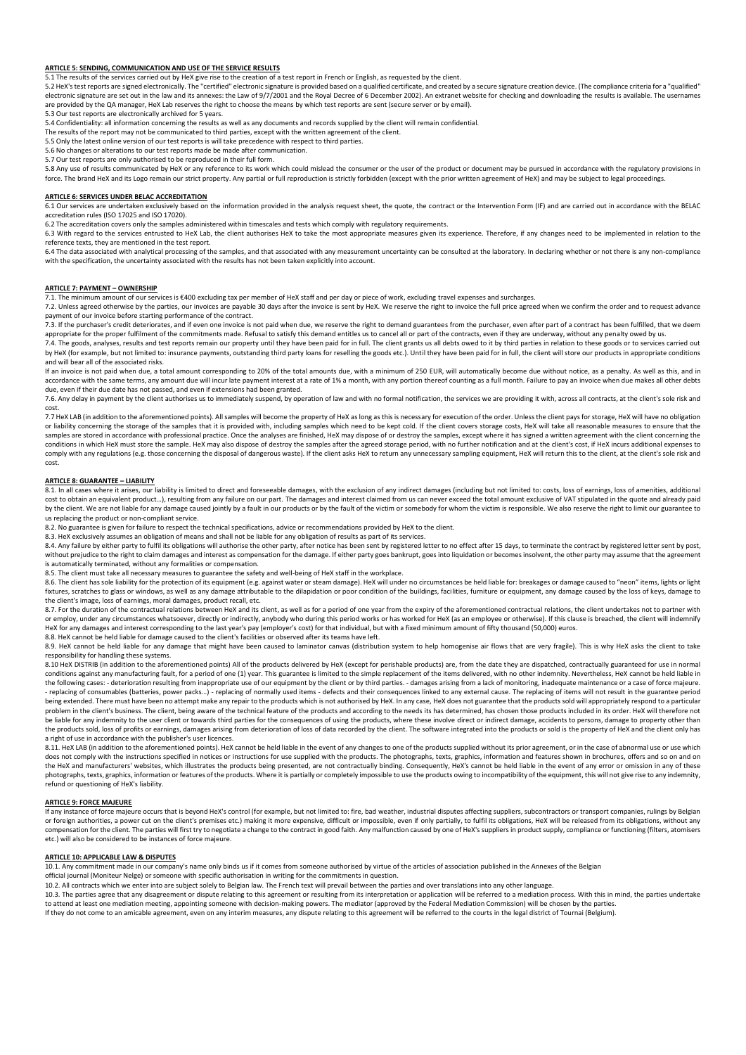## ARTICLE 5: SENDING, COMMUNICATION AND USE OF THE SERVICE RESULTS

5.1 The results of the services carried out by HeX give rise to the creation of a test report in French or English, as requested by the client.

5.2 HeX's test reports are signed electronically. The "certified" electronic signature is provided based on a qualified certificate, and created by a secure signature creation device. (The compliance criteria for a "qualified" electronic signature are set out in the law and its annexes: the Law of 9/7/2001 and the Royal Decree of 6 December 2002). An extranet website for checking and downloading the results is available. The usernames are provided by the QA manager, HeX Lab reserves the right to choose the means by which test reports are sent (secure server or by email).

5.3 Our test reports are electronically archived for 5 years.

5.4 Confidentiality: all information concerning the results as well as any documents and records supplied by the client will remain confidential.

The results of the report may not be communicated to third parties, except with the written agreement of the client.

5.5 Only the latest online version of our test reports is will take precedence with respect to third parties.

5.6 No changes or alterations to our test reports made be made after communication.

5.7 Our test reports are only authorised to be reproduced in their full form.

5.8 Any use of results communicated by HeX or any reference to its work which could mislead the consumer or the user of the product or document may be pursued in accordance with the regulatory provisions in force. The brand HeX and its Logo remain our strict property. Any partial or full reproduction is strictly forbidden (except with the prior written agreement of HeX) and may be subject to legal proceedings.

## ARTICLE 6: SERVICES UNDER BELAC ACCREDITATION

6.1 Our services are undertaken exclusively based on the information provided in the analysis request sheet, the quote, the contract or the Intervention Form (IF) and are carried out in accordance with the BELAC accreditation rules (ISO 17025 and ISO 17020).

6.2 The accreditation covers only the samples administered within timescales and tests which comply with regulatory requirements.

6.3 With regard to the services entrusted to HeX Lab, the client authorises HeX to take the most appropriate measures given its experience. Therefore, if any changes need to be implemented in relation to the reference texts, they are mentioned in the test report.

6.4 The data associated with analytical processing of the samples, and that associated with any measurement uncertainty can be consulted at the laboratory. In declaring whether or not there is any non-compliance with the specification, the uncertainty associated with the results has not been taken explicitly into account.

## ARTICLE 7: PAYMENT – OWNERSHIP

7.1. The minimum amount of our services is €400 excluding tax per member of HeX staff and per day or piece of work, excluding travel expenses and surcharges.

7.2. Unless agreed otherwise by the parties, our invoices are payable 30 days after the invoice is sent by HeX. We reserve the right to invoice the full price agreed when we confirm the order and to request advance payment of our invoice before starting performance of the contract.

7.3. If the purchaser's credit deteriorates, and if even one invoice is not paid when due, we reserve the right to demand guarantees from the purchaser, even after part of a contract has been fulfilled, that we deem appropriate for the proper fulfilment of the commitments made. Refusal to satisfy this demand entitles us to cancel all or part of the contracts, even if they are underway, without any penalty owed by us.

7.4. The goods, analyses, results and test reports remain our property until they have been paid for in full. The client grants us all debts owed to it by third parties in relation to these goods or to services carried out by HeX (for example, but not limited to: insurance payments, outstanding third party loans for reselling the goods etc.). Until they have been paid for in full, the client will store our products in appropriate conditions and will bear all of the associated risks.

If an invoice is not paid when due, a total amount corresponding to 20% of the total amounts due, with a minimum of 250 EUR, will automatically become due without notice, as a penalty. As well as this, and in accordance with the same terms, any amount due will incur late payment interest at a rate of 1% a month, with any portion thereof counting as a full month. Failure to pay an invoice when due makes all other debts due, even if their due date has not passed, and even if extensions had been granted.

7.6. Any delay in payment by the client authorises us to immediately suspend, by operation of law and with no formal notification, the services we are providing it with, across all contracts, at the client's sole risk and cost.

7.7 HeX LAB (in addition to the aforementioned points). All samples will become the property of HeX as long as this is necessary for execution of the order. Unless the client pays for storage, HeX will have no obligation or liability concerning the storage of the samples that it is provided with, including samples which need to be kept cold. If the client covers storage costs, HeX will take all reasonable measures to ensure that the samples are stored in accordance with professional practice. Once the analyses are finished, HeX may dispose of or destroy the samples, except where it has signed a written agreement with the client concerning the conditions in which HeX must store the sample. HeX may also dispose of destroy the samples after the agreed storage period, with no further notification and at the client's cost, if HeX incurs additional expenses to comply with any regulations (e.g. those concerning the disposal of dangerous waste). If the client asks HeX to return any unnecessary sampling equipment, HeX will return this to the client, at the client's sole risk and cost.

## ARTICLE 8: GUARANTEE – LIABILITY

8.1. In all cases where it arises, our liability is limited to direct and foreseeable damages, with the exclusion of any indirect damages (including but not limited to: costs, loss of earnings, loss of amenities, additional cost to obtain an equivalent product…), resulting from any failure on our part. The damages and interest claimed from us can never exceed the total amount exclusive of VAT stipulated in the quote and already paid by the client. We are not liable for any damage caused jointly by a fault in our products or by the fault of the victim or somebody for whom the victim is responsible. We also reserve the right to limit our guarantee to us replacing the product or non-compliant service.

8.2. No guarantee is given for failure to respect the technical specifications, advice or recommendations provided by HeX to the client.

8.3. HeX exclusively assumes an obligation of means and shall not be liable for any obligation of results as part of its services.

8.4. Any failure by either party to fulfil its obligations will authorise the other party, after notice has been sent by registered letter to no effect after 15 days, to terminate the contract by registered letter sent by post, without prejudice to the right to claim damages and interest as compensation for the damage. If either party goes bankrupt, goes into liquidation or becomes insolvent, the other party may assume that the agreement is automatically terminated, without any formalities or compensation.

8.5. The client must take all necessary measures to guarantee the safety and well-being of HeX staff in the workplace.

8.6. The client has sole liability for the protection of its equipment (e.g. against water or steam damage). HeX will under no circumstances be held liable for: breakages or damage caused to "neon" items, lights or light fixtures, scratches to glass or windows, as well as any damage attributable to the dilapidation or poor condition of the buildings, facilities, furniture or equipment, any damage caused by the loss of keys, damage to the client's image, loss of earnings, moral damages, product recall, etc.

8.7. For the duration of the contractual relations between HeX and its client, as well as for a period of one year from the expiry of the aforementioned contractual relations, the client undertakes not to partner with or employ, under any circumstances whatsoever, directly or indirectly, anybody who during this period works or has worked for HeX (as an employee or otherwise). If this clause is breached, the client will indemnify HeX for any damages and interest corresponding to the last year's pay (employer's cost) for that individual, but with a fixed minimum amount of fifty thousand (50,000) euros.

8.8. HeX cannot be held liable for damage caused to the client's facilities or observed after its teams have left.

8.9. HeX cannot be held liable for any damage that might have been caused to laminator canvas (distribution system to help homogenise air flows that are very fragile). This is why HeX asks the client to take responsibility for handling these systems.

8.10 HeX DISTRIB (in addition to the aforementioned points) All of the products delivered by HeX (except for perishable products) are, from the date they are dispatched, contractually guaranteed for use in normal conditions against any manufacturing fault, for a period of one (1) year. This guarantee is limited to the simple replacement of the items delivered, with no other indemnity. Nevertheless, HeX cannot be held liable in the following cases: - deterioration resulting from inappropriate use of our equipment by the client or by third parties. - damages arising from a lack of monitoring, inadequate maintenance or a case of force majeure. - replacing of consumables (batteries, power packs…) - replacing of normally used items - defects and their consequences linked to any external cause. The replacing of items will not result in the guarantee period being extended. There must have been no attempt make any repair to the products which is not authorised by HeX. In any case, HeX does not guarantee that the products sold will appropriately respond to a particular problem in the client's business. The client, being aware of the technical feature of the products and according to the needs its has determined, has chosen those products included in its order. HeX will therefore not be liable for any indemnity to the user client or towards third parties for the consequences of using the products, where these involve direct or indirect damage, accidents to persons, damage to property other than the products sold, loss of profits or earnings, damages arising from deterioration of loss of data recorded by the client. The software integrated into the products or sold is the property of HeX and the client only has a right of use in accordance with the publisher's user licences.

8.11. HeX LAB (in addition to the aforementioned points). HeX cannot be held liable in the event of any changes to one of the products supplied without its prior agreement, or in the case of abnormal use or use which does not comply with the instructions specified in notices or instructions for use supplied with the products. The photographs, texts, graphics, information and features shown in brochures, offers and so on and on the HeX and manufacturers' websites, which illustrates the products being presented, are not contractually binding. Consequently, HeX's cannot be held liable in the event of any error or omission in any of these photographs, texts, graphics, information or features of the products. Where it is partially or completely impossible to use the products owing to incompatibility of the equipment, this will not give rise to any indemnity, refund or questioning of HeX's liability.

## ARTICLE 9: FORCE MAJEURE

If any instance of force majeure occurs that is beyond HeX's control (for example, but not limited to: fire, bad weather, industrial disputes affecting suppliers, subcontractors or transport companies, rulings by Belgian or foreign authorities, a power cut on the client's premises etc.) making it more expensive, difficult or impossible, even if only partially, to fulfil its obligations, HeX will be released from its obligations, without any compensation for the client. The parties will first try to negotiate a change to the contract in good faith. Any malfunction caused by one of HeX's suppliers in product supply, compliance or functioning (filters, atomisers etc.) will also be considered to be instances of force majeure.

## ARTICLE 10: APPLICABLE LAW & DISPUTES

10.1. Any commitment made in our company's name only binds us if it comes from someone authorised by virtue of the articles of association published in the Annexes of the Belgian official journal (Moniteur Nelge) or someone with specific authorisation in writing for the commitments in question.

10.2. All contracts which we enter into are subject solely to Belgian law. The French text will prevail between the parties and over translations into any other language.

10.3. The parties agree that any disagreement or dispute relating to this agreement or resulting from its interpretation or application will be referred to a mediation process. With this in mind, the parties undertake to attend at least one mediation meeting, appointing someone with decision-making powers. The mediator (approved by the Federal Mediation Commission) will be chosen by the parties.

If they do not come to an amicable agreement, even on any interim measures, any dispute relating to this agreement will be referred to the courts in the legal district of Tournai (Belgium).